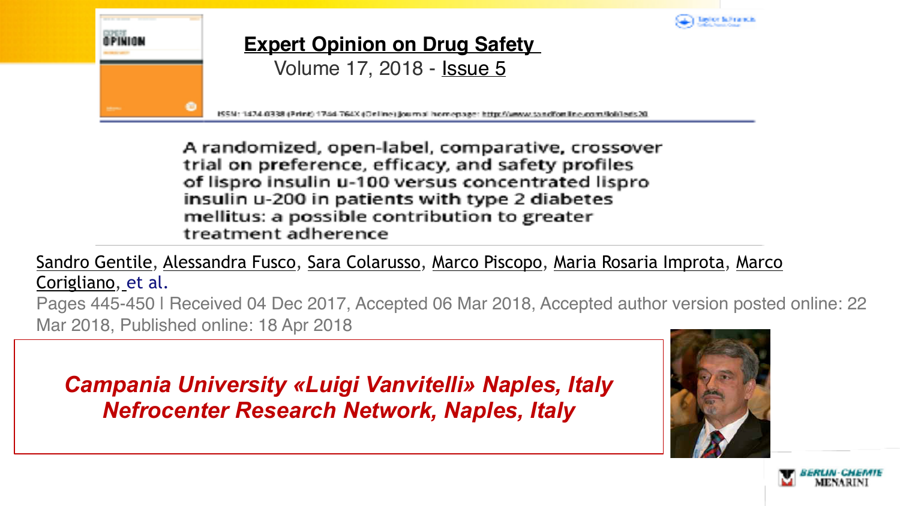**Expert Opinion on Drug Safety**

Volume 17, 2018 - Issue 5

ISSN: 1474-0338 (Print) 1744-764X (Online) Journal homepage: http://www.tandfonline.com/loi/ieds20

# A randomized, open-label, comparative, crossover trial on preference, efficacy, and safety profiles of lispro insulin u-100 versus concentrated lispro insulin u-200 in patients with type 2 diabetes mellitus: a possible contribution to greater treatment adherence

Sandro Gentile, Alessandra Fusco, Sara Colarusso, Marco Piscopo, Maria Rosaria Improta, Marco Corigliano, et al.

Pages 445-450 | Received 04 Dec 2017, Accepted 06 Mar 2018, Accepted author version posted online: 22 Mar 2018, Published online: 18 Apr 2018

***Campania University «Luigi Vanvitelli» Naples, Italy***

***Nefrocenter Research Network, Naples, Italy***

BERLIN-CHEMIE MENARINI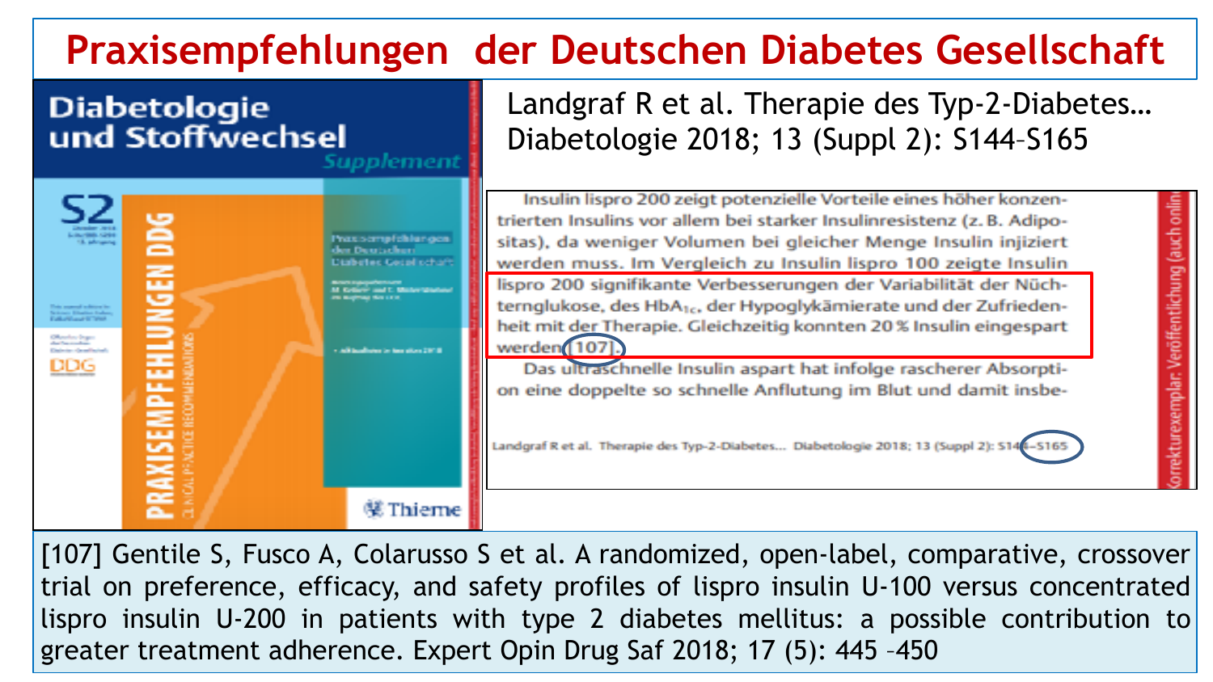# Praxisempfehlungen der Deutschen Diabetes Gesellschaft

Landgraf R et al. Therapie des Typ-2-Diabetes… Diabetologie 2018; 13 (Suppl 2): S144–S165

Insulin lispro 200 zeigt potenzielle Vorteile eines höher konzentrierten Insulins vor allem bei starker Insulinresistenz (z. B. Adipositas), da weniger Volumen bei gleicher Menge Insulin injiziert werden muss. Im Vergleich zu Insulin lispro 100 zeigte Insulin lispro 200 signifikante Verbesserungen der Variabilität der Nüchternglukose, des $HbA_{1c}$, der Hypoglykämierate und der Zufriedenheit mit der Therapie. Gleichzeitig konnten 20 % Insulin eingespart werden [107].

Das ultraschnelle Insulin aspart hat infolge rascherer Absorption eine doppelte so schnelle Anflutung im Blut und damit insbe-

[107] Gentile S, Fusco A, Colarusso S et al. A randomized, open-label, comparative, crossover trial on preference, efficacy, and safety profiles of lispro insulin U-100 versus concentrated lispro insulin U-200 in patients with type 2 diabetes mellitus: a possible contribution to greater treatment adherence. Expert Opin Drug Saf 2018; 17 (5): 445 –450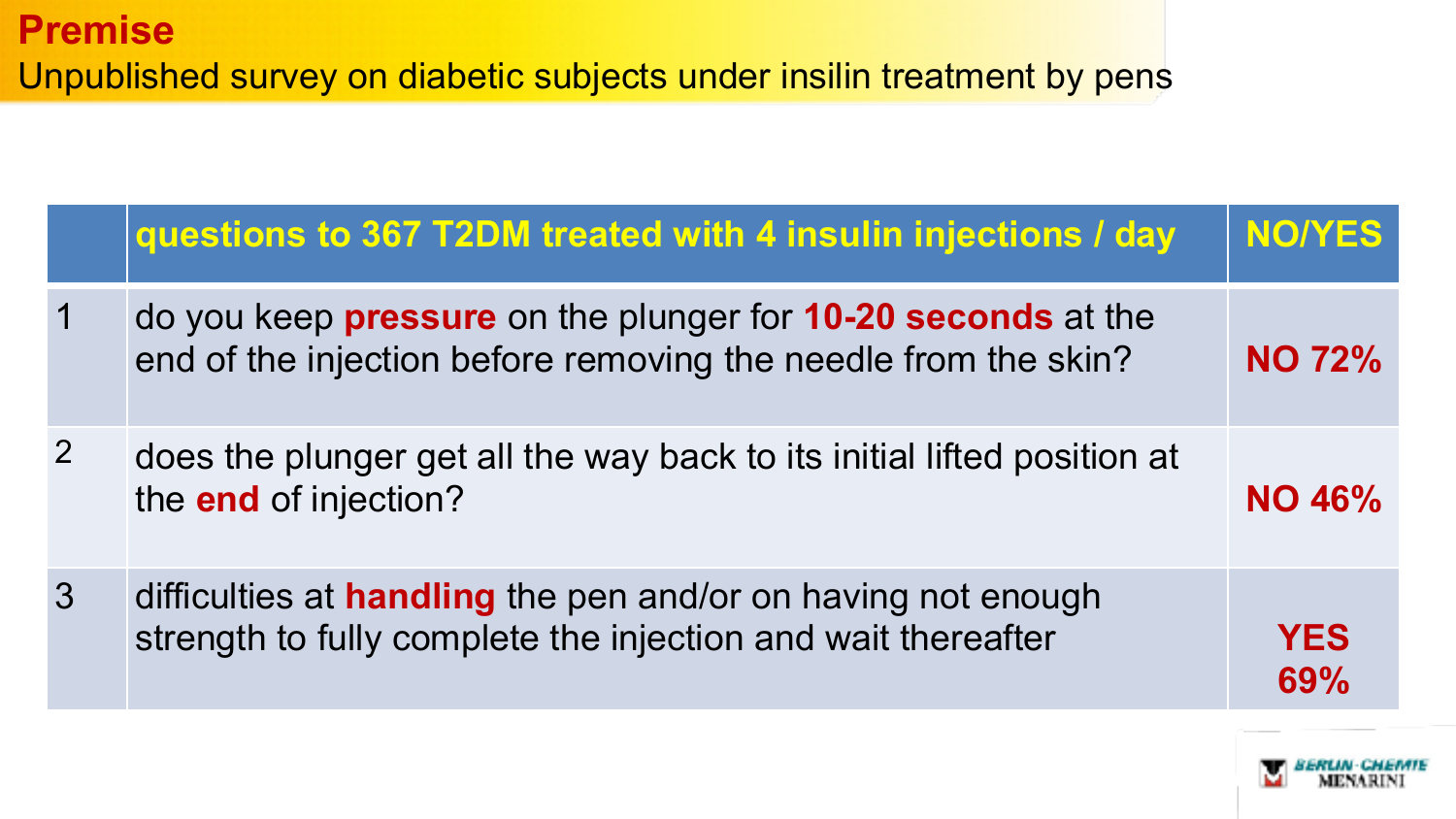# Premise

Unpublished survey on diabetic subjects under insilin treatment by pens

| | questions to 367 T2DM treated with 4 insulin injections / day | NO/YES |
|---|---|---|
| 1 | do you keep **pressure** on the plunger for **10-20 seconds** at the end of the injection before removing the needle from the skin? | **NO 72%** |
| 2 | does the plunger get all the way back to its initial lifted position at the **end** of injection? | **NO 46%** |
| 3 | difficulties at **handling** the pen and/or on having not enough strength to fully complete the injection and wait thereafter | **YES 69%** |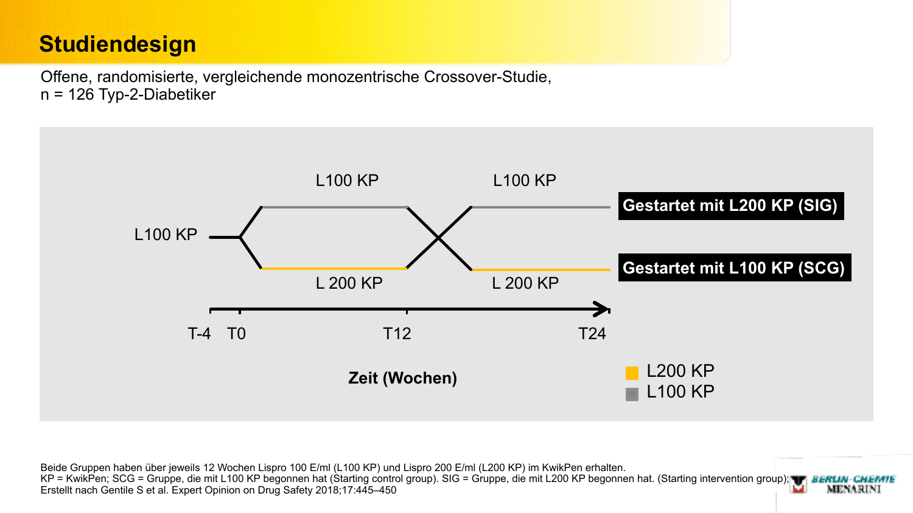# Studiendesign

Offene, randomisierte, vergleichende monozentrische Crossover-Studie,
n = 126 Typ-2-Diabetiker

L100 KP

L100 KP

L100 KP

L 200 KP

L 200 KP

**Gestartet mit L200 KP (SIG)**

**Gestartet mit L100 KP (SCG)**

T-4 T0 T12 T24

**Zeit (Wochen)**

L200 KP
L100 KP

Beide Gruppen haben über jeweils 12 Wochen Lispro 100 E/ml (L100 KP) und Lispro 200 E/ml (L200 KP) im KwikPen erhalten.
KP = KwikPen; SCG = Gruppe, die mit L100 KP begonnen hat (Starting control group). SIG = Gruppe, die mit L200 KP begonnen hat. (Starting intervention group);
Erstellt nach Gentile S et al. Expert Opinion on Drug Safety 2018;17:445–450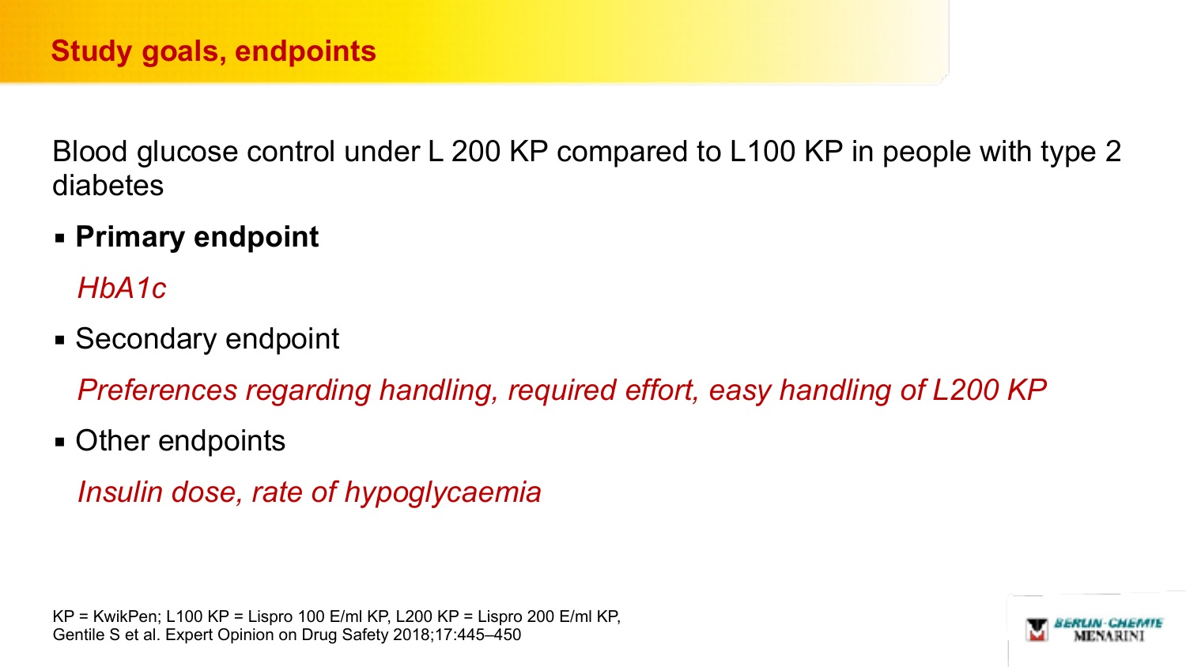## Study goals, endpoints

Blood glucose control under L 200 KP compared to L100 KP in people with type 2 diabetes

- **Primary endpoint**

  *HbA1c*

- Secondary endpoint

  *Preferences regarding handling, required effort, easy handling of L200 KP*

- Other endpoints

  *Insulin dose, rate of hypoglycaemia*

KP = KwikPen; L100 KP = Lispro 100 E/ml KP, L200 KP = Lispro 200 E/ml KP,
Gentile S et al. Expert Opinion on Drug Safety 2018;17:445–450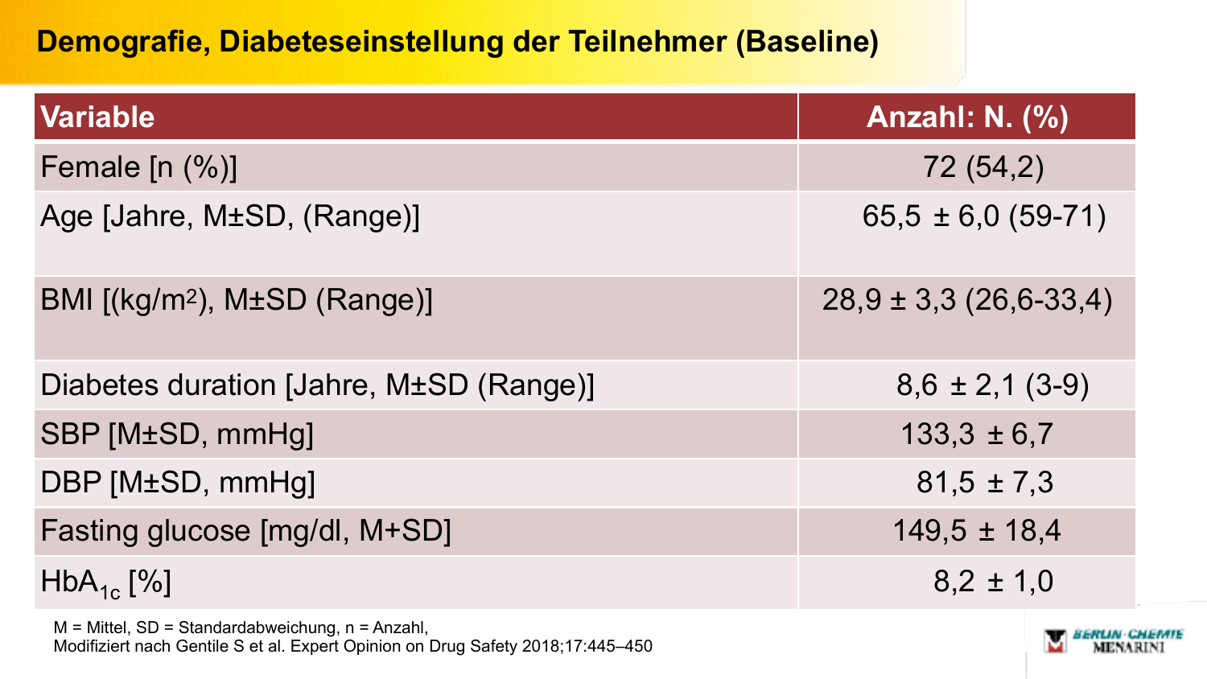# Demografie, Diabeteseinstellung der Teilnehmer (Baseline)

| Variable | Anzahl: N. (%) |
| --- | --- |
| Female [n (%)] | 72 (54,2) |
| Age [Jahre, M±SD, (Range)] | 65,5 ± 6,0 (59-71) |
| BMI [(kg/m$^2$), M±SD (Range)] | 28,9 ± 3,3 (26,6-33,4) |
| Diabetes duration [Jahre, M±SD (Range)] | 8,6 ± 2,1 (3-9) |
| SBP [M±SD, mmHg] | 133,3 ± 6,7 |
| DBP [M±SD, mmHg] | 81,5 ± 7,3 |
| Fasting glucose [mg/dl, M+SD] | 149,5 ± 18,4 |
| $HbA_{1c}$ [%] | 8,2 ± 1,0 |

M = Mittel, SD = Standardabweichung, n = Anzahl,
Modifiziert nach Gentile S et al. Expert Opinion on Drug Safety 2018;17:445–450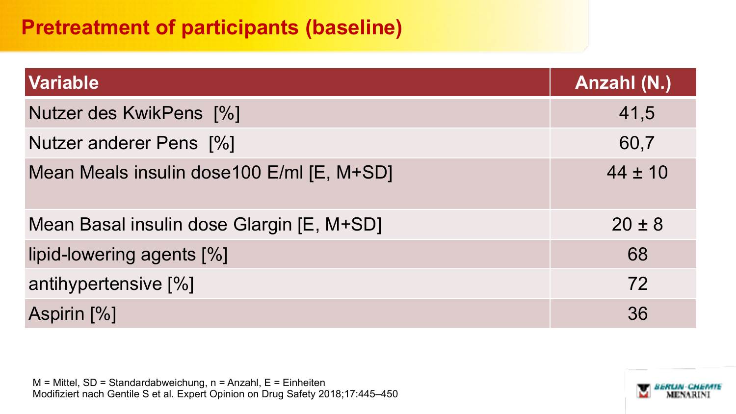# Pretreatment of participants (baseline)

| Variable | Anzahl (N.) |
| --- | --- |
| Nutzer des KwikPens [%] | 41,5 |
| Nutzer anderer Pens [%] | 60,7 |
| Mean Meals insulin dose100 E/ml [E, M+SD] | 44 ± 10 |
| Mean Basal insulin dose Glargin [E, M+SD] | 20 ± 8 |
| lipid-lowering agents [%] | 68 |
| antihypertensive [%] | 72 |
| Aspirin [%] | 36 |

M = Mittel, SD = Standardabweichung, n = Anzahl, E = Einheiten
Modifiziert nach Gentile S et al. Expert Opinion on Drug Safety 2018;17:445–450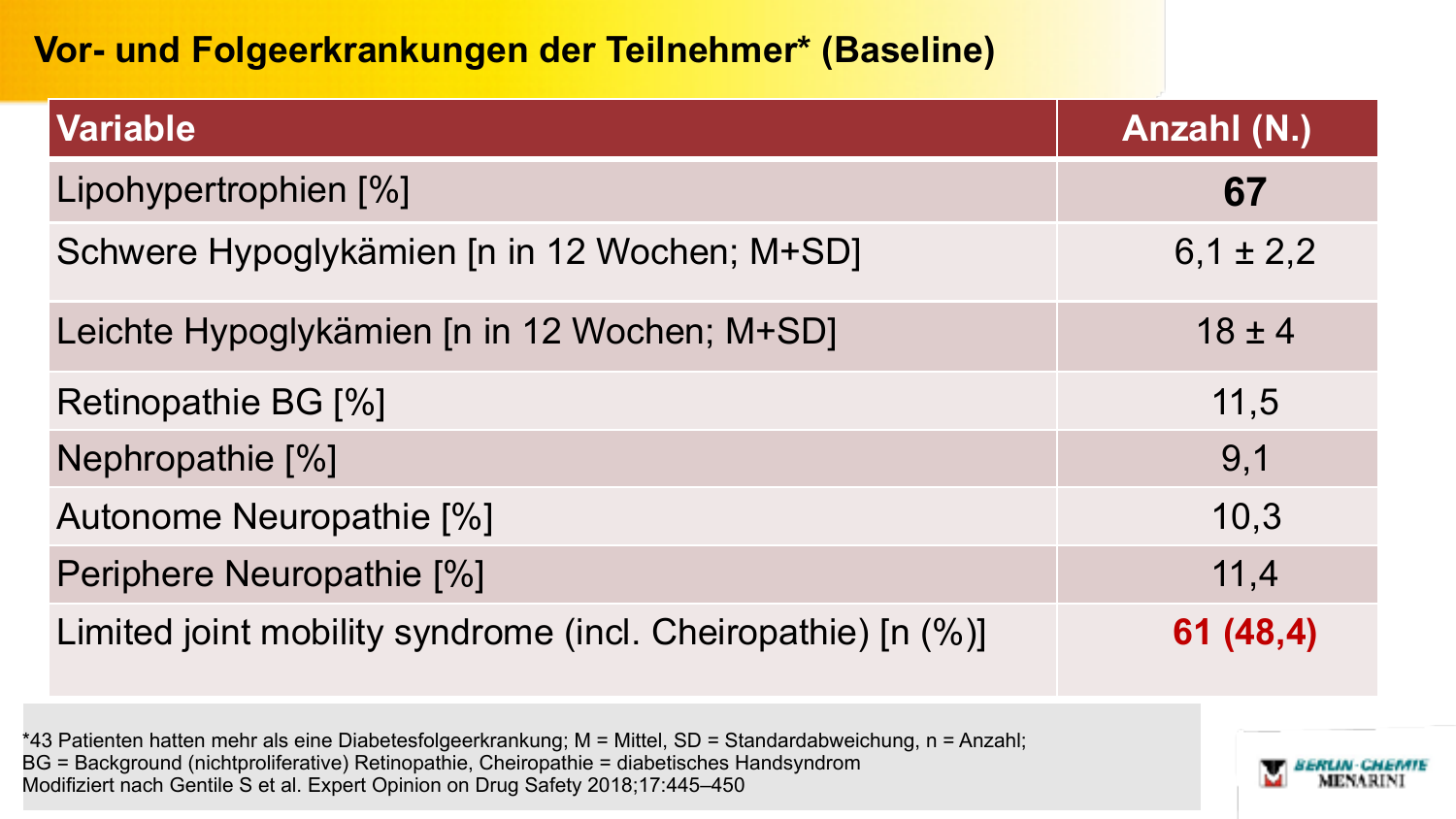# Vor- und Folgeerkrankungen der Teilnehmer* (Baseline)

| Variable | Anzahl (N.) |
|---|---|
| Lipohypertrophien [%] | **67** |
| Schwere Hypoglykämien [n in 12 Wochen; M+SD] | 6,1 ± 2,2 |
| Leichte Hypoglykämien [n in 12 Wochen; M+SD] | 18 ± 4 |
| Retinopathie BG [%] | 11,5 |
| Nephropathie [%] | 9,1 |
| Autonome Neuropathie [%] | 10,3 |
| Periphere Neuropathie [%] | 11,4 |
| Limited joint mobility syndrome (incl. Cheiropathie) [n (%)] | **61 (48,4)** |

*43 Patienten hatten mehr als eine Diabetesfolgeerkrankung; M = Mittel, SD = Standardabweichung, n = Anzahl;
BG = Background (nichtproliferative) Retinopathie, Cheiropathie = diabetisches Handsyndrom
Modifiziert nach Gentile S et al. Expert Opinion on Drug Safety 2018;17:445–450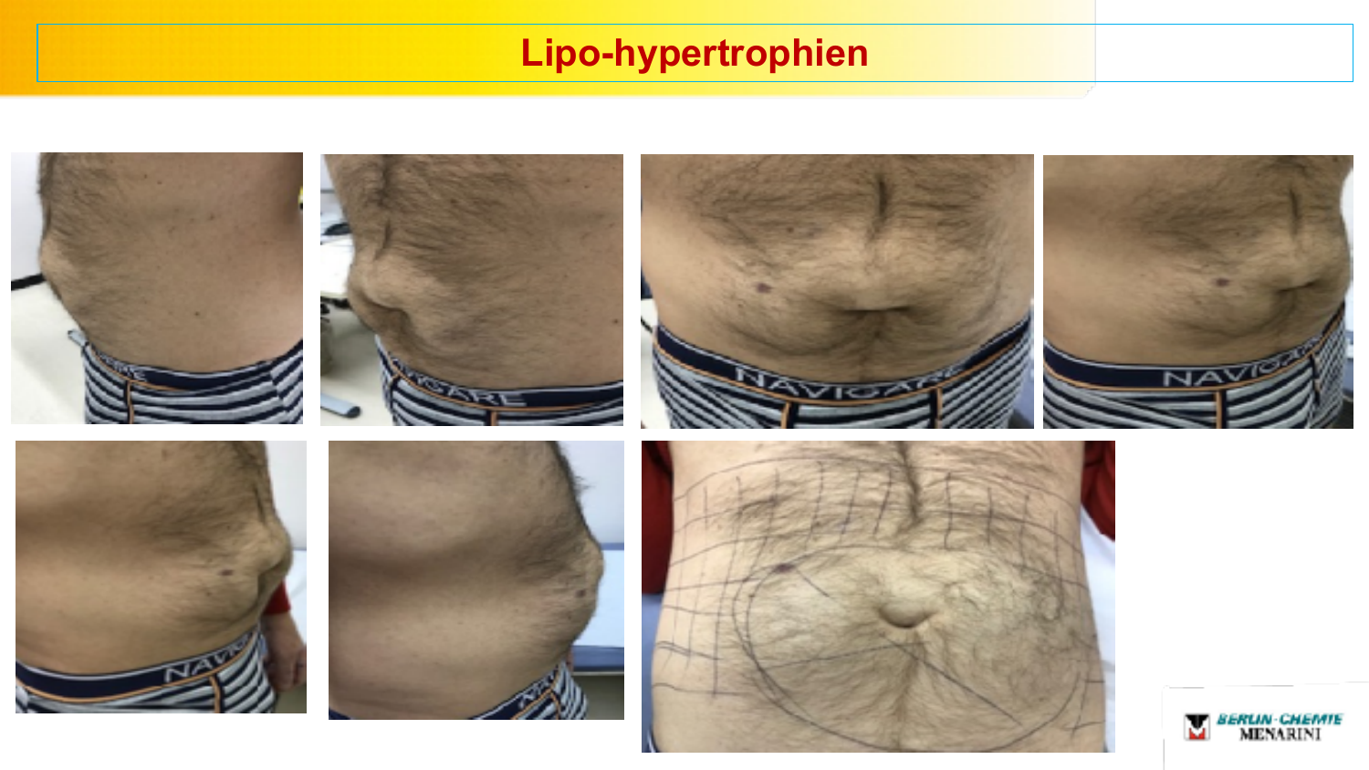# Lipo-hypertrophien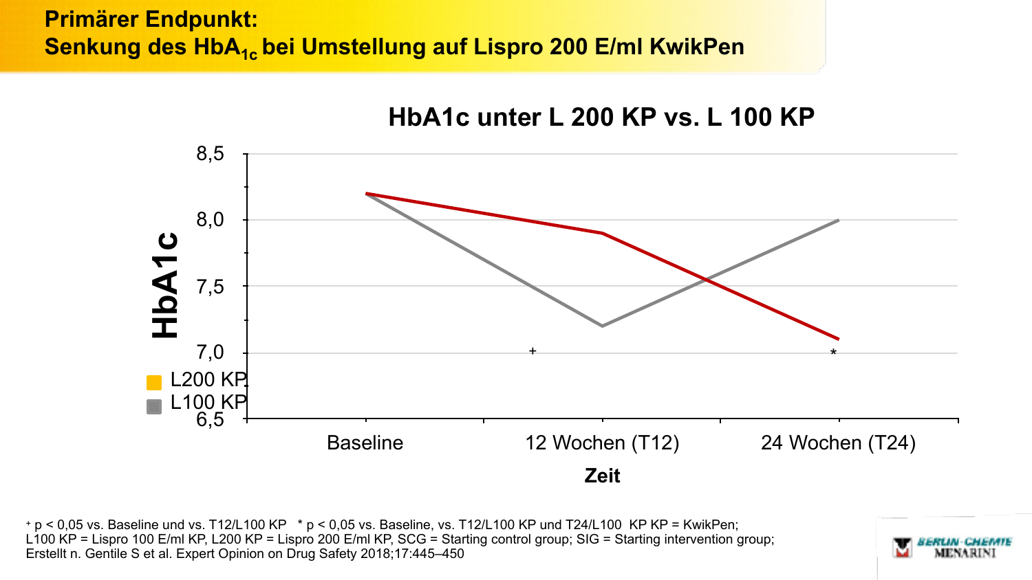# Primärer Endpunkt: Senkung des $HbA_{1c}$ bei Umstellung auf Lispro 200 E/ml KwikPen

## HbA1c unter L 200 KP vs. L 100 KP

HbA1c

8,5
8,0
7,5
7,0
6,5

L200 KP
L100 KP

Baseline | 12 Wochen (T12) | 24 Wochen (T24)

Zeit

+ | *

[+] $p < 0,05$ vs. Baseline und vs. T12/L100 KP * $p < 0,05$ vs. Baseline, vs. T12/L100 KP und T24/L100 KP KP = KwikPen; L100 KP = Lispro 100 E/ml KP, L200 KP = Lispro 200 E/ml KP, SCG = Starting control group; SIG = Starting intervention group; Erstellt n. Gentile S et al. Expert Opinion on Drug Safety 2018;17:445–450

BERLIN-CHEMIE MENARINI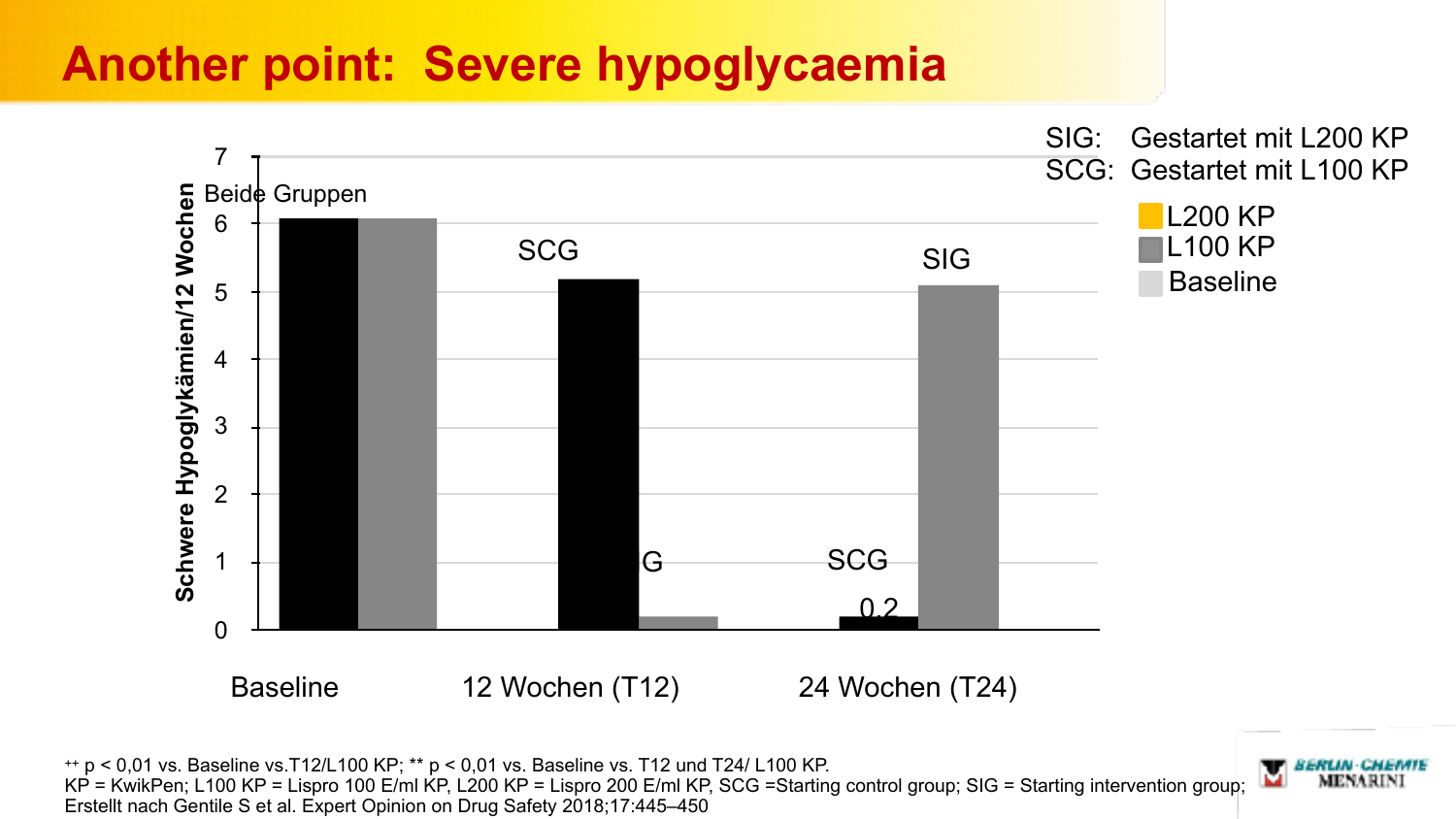# Another point: Severe hypoglycaemia

SIG: Gestartet mit L200 KP
SCG: Gestartet mit L100 KP

- L200 KP
- L100 KP
- Baseline

Schwere Hypoglykämien/12 Wochen

| | Baseline (Beide Gruppen) | 12 Wochen (T12) | 24 Wochen (T24) |
|---|---|---|---|
| Black bars | ~6.1 (Beide Gruppen) | ~5.2 (SCG) | 0.2 (SCG) |
| Grey bars (L100 KP) | ~6.1 (Beide Gruppen) | ~0.2 (SIG) | ~5.1 (SIG) |

⁺⁺ p < 0,01 vs. Baseline vs.T12/L100 KP; ** p < 0,01 vs. Baseline vs. T12 und T24/ L100 KP.
KP = KwikPen; L100 KP = Lispro 100 E/ml KP, L200 KP = Lispro 200 E/ml KP, SCG =Starting control group; SIG = Starting intervention group;
Erstellt nach Gentile S et al. Expert Opinion on Drug Safety 2018;17:445–450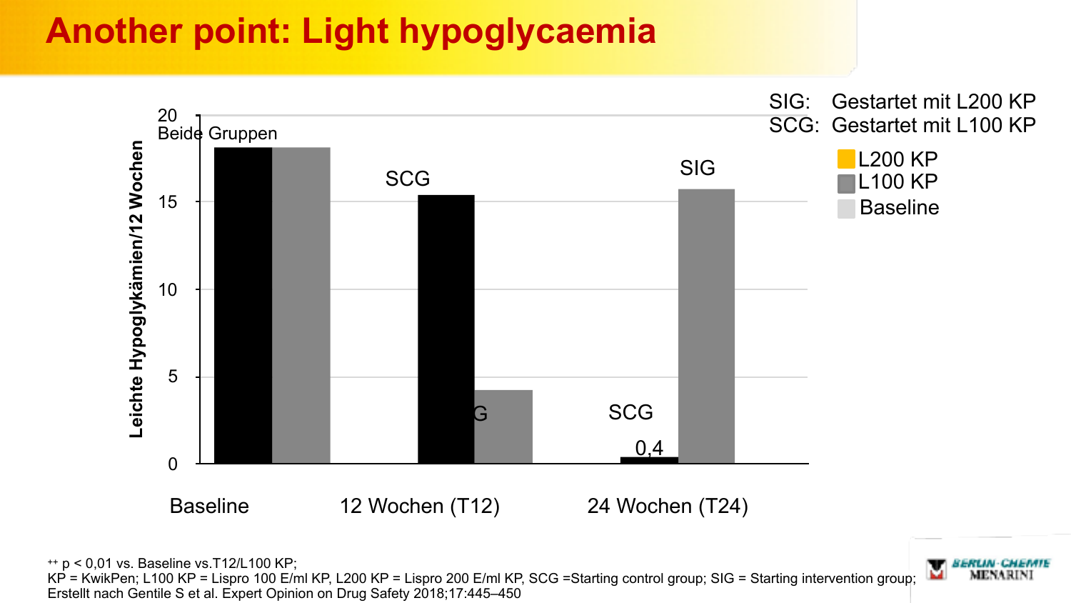# Another point: Light hypoglycaemia

SIG: Gestartet mit L200 KP
SCG: Gestartet mit L100 KP

- L200 KP
- L100 KP
- Baseline

Leichte Hypoglykämien/12 Wochen

20
Beide Gruppen
15
10
5
0

SCG
G
SIG
SCG
0,4

Baseline | 12 Wochen (T12) | 24 Wochen (T24)

++ $p < 0{,}01$ vs. Baseline vs.T12/L100 KP;
KP = KwikPen; L100 KP = Lispro 100 E/ml KP, L200 KP = Lispro 200 E/ml KP, SCG =Starting control group; SIG = Starting intervention group;
Erstellt nach Gentile S et al. Expert Opinion on Drug Safety 2018;17:445–450

BERLIN-CHEMIE MENARINI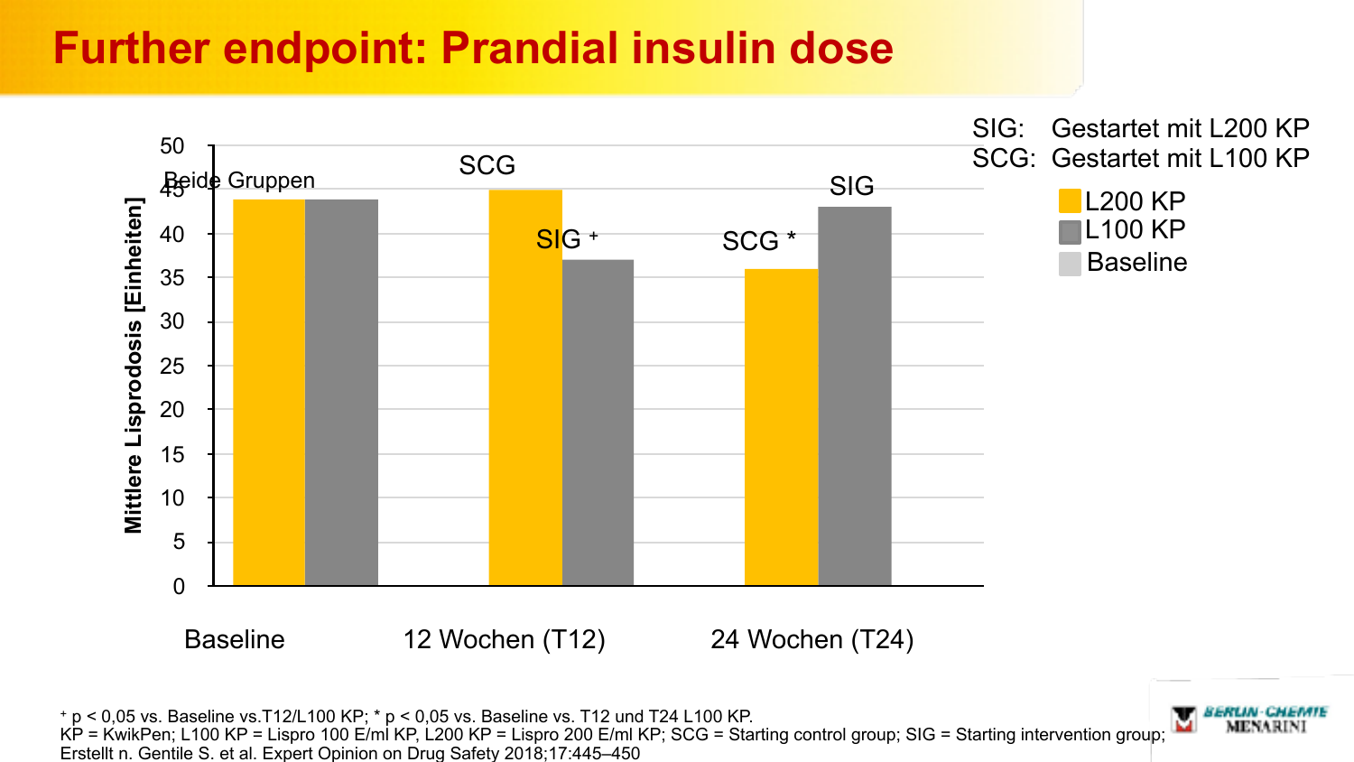# Further endpoint: Prandial insulin dose

SIG: Gestartet mit L200 KP
SCG: Gestartet mit L100 KP

| | L200 KP | L100 KP |
|---|---|---|
| Baseline (Beide Gruppen) | 44 | 44 |
| 12 Wochen (T12) | 45 (SCG) | 37 (SIG +) |
| 24 Wochen (T24) | 36 (SCG *) | 43 (SIG) |

Mittlere Lisprodosis [Einheiten]

+ p < 0,05 vs. Baseline vs.T12/L100 KP; * p < 0,05 vs. Baseline vs. T12 und T24 L100 KP.
KP = KwikPen; L100 KP = Lispro 100 E/ml KP, L200 KP = Lispro 200 E/ml KP; SCG = Starting control group; SIG = Starting intervention group;
Erstellt n. Gentile S. et al. Expert Opinion on Drug Safety 2018;17:445–450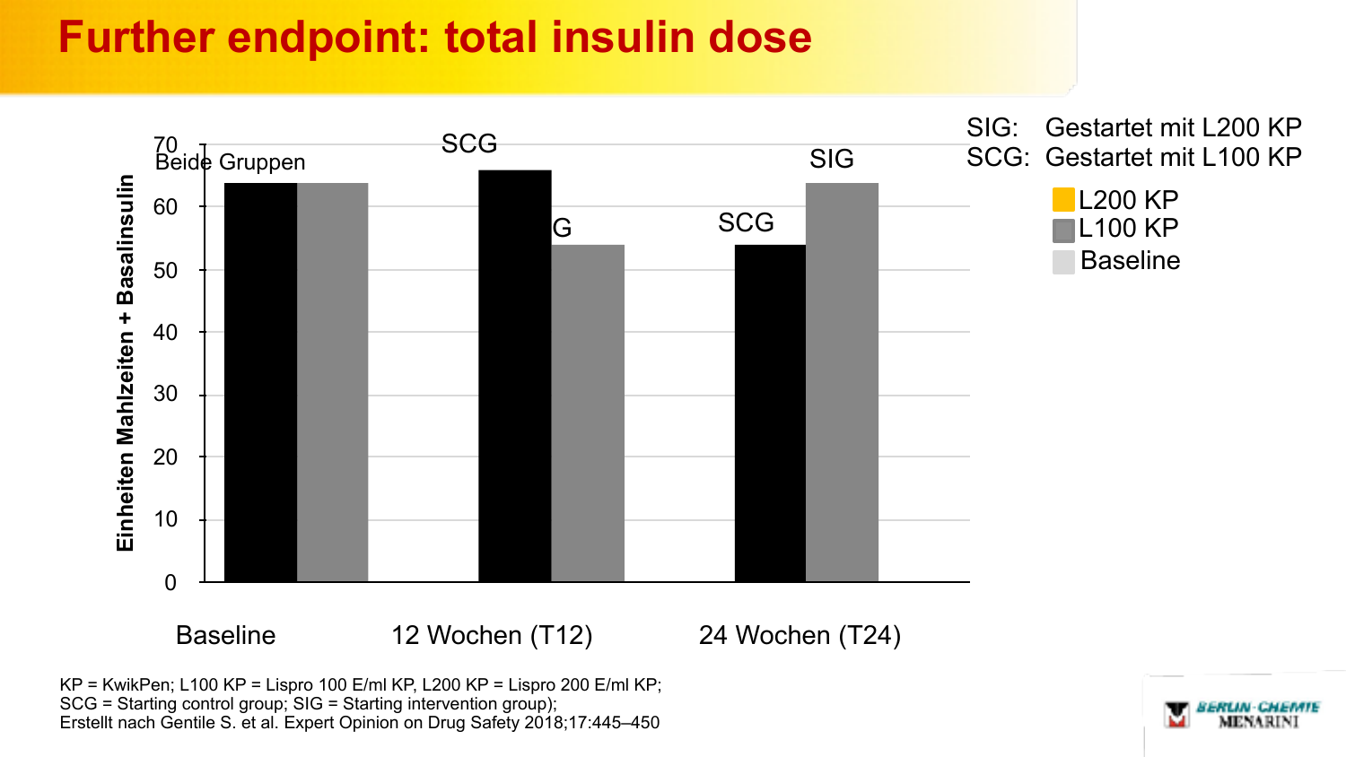# Further endpoint: total insulin dose

Einheiten Mahlzeiten + Basalinsulin

| | Baseline | 12 Wochen (T12) | 24 Wochen (T24) |
|---|---|---|---|
| Labels | Beide Gruppen | SCG / G | SCG / SIG |

SIG: Gestartet mit L200 KP
SCG: Gestartet mit L100 KP

- L200 KP
- L100 KP
- Baseline

KP = KwikPen; L100 KP = Lispro 100 E/ml KP, L200 KP = Lispro 200 E/ml KP;
SCG = Starting control group; SIG = Starting intervention group);
Erstellt nach Gentile S. et al. Expert Opinion on Drug Safety 2018;17:445–450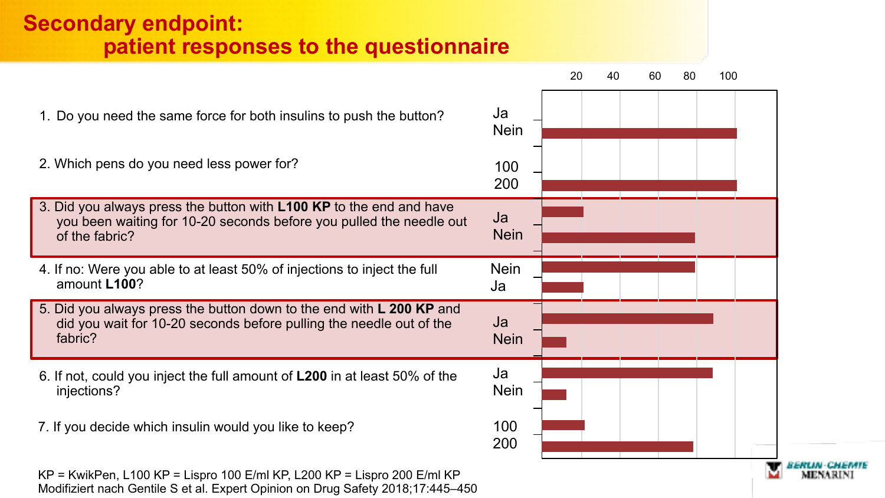# Secondary endpoint: patient responses to the questionnaire

| Question | Answer | Approx. % |
|---|---|---|
| 1. Do you need the same force for both insulins to push the button? | Ja | |
| | Nein | 100 |
| 2. Which pens do you need less power for? | 100 | |
| | 200 | 100 |
| 3. Did you always press the button with **L100 KP** to the end and have you been waiting for 10-20 seconds before you pulled the needle out of the fabric? | Ja | 20 |
| | Nein | 80 |
| 4. If no: Were you able to at least 50% of injections to inject the full amount **L100**? | Nein | 80 |
| | Ja | 20 |
| 5. Did you always press the button down to the end with **L 200 KP** and did you wait for 10-20 seconds before pulling the needle out of the fabric? | Ja | 90 |
| | Nein | 10 |
| 6. If not, could you inject the full amount of **L200** in at least 50% of the injections? | Ja | 90 |
| | Nein | 10 |
| 7. If you decide which insulin would you like to keep? | 100 | 20 |
| | 200 | 80 |

KP = KwikPen, L100 KP = Lispro 100 E/ml KP, L200 KP = Lispro 200 E/ml KP
Modifiziert nach Gentile S et al. Expert Opinion on Drug Safety 2018;17:445–450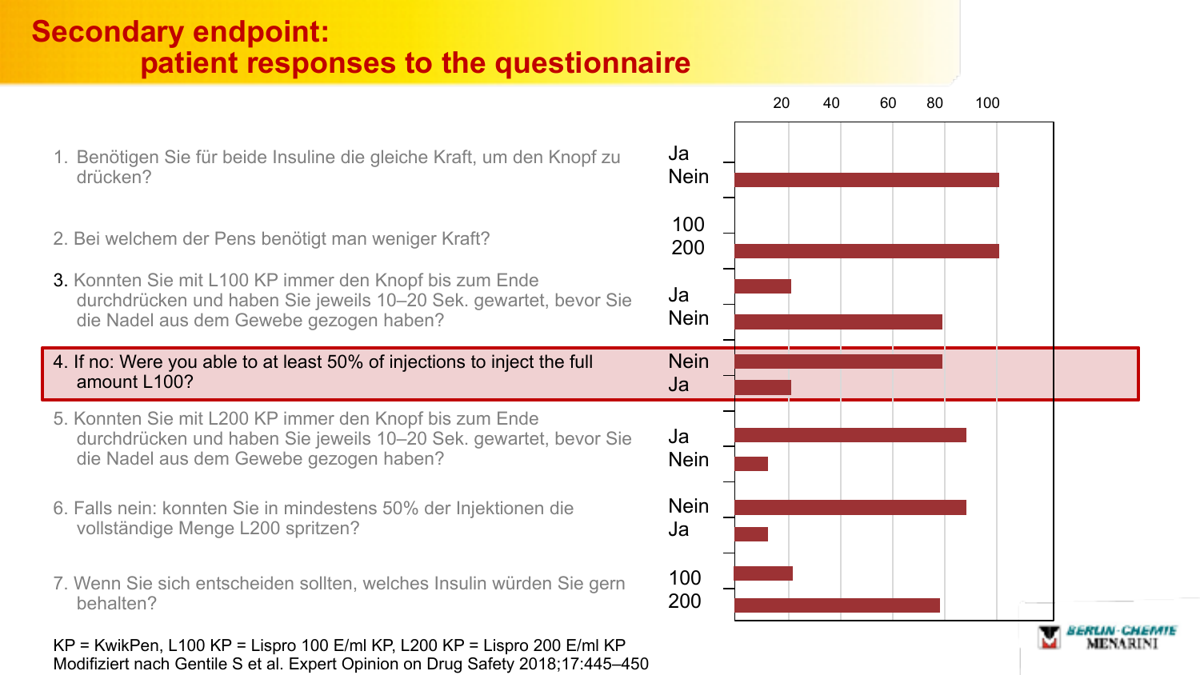# Secondary endpoint: patient responses to the questionnaire

| Question | Answer | Approx. % (bar) |
|---|---|---|
| 1. Benötigen Sie für beide Insuline die gleiche Kraft, um den Knopf zu drücken? | Ja | |
| | Nein | ~100 |
| 2. Bei welchem der Pens benötigt man weniger Kraft? | 100 | |
| | 200 | ~100 |
| 3. Konnten Sie mit L100 KP immer den Knopf bis zum Ende durchdrücken und haben Sie jeweils 10–20 Sek. gewartet, bevor Sie die Nadel aus dem Gewebe gezogen haben? | Ja | ~20 |
| | Nein | ~80 |
| **4. If no: Were you able to at least 50% of injections to inject the full amount L100?** | Nein | ~80 |
| | Ja | ~20 |
| 5. Konnten Sie mit L200 KP immer den Knopf bis zum Ende durchdrücken und haben Sie jeweils 10–20 Sek. gewartet, bevor Sie die Nadel aus dem Gewebe gezogen haben? | Ja | ~90 |
| | Nein | ~10 |
| 6. Falls nein: konnten Sie in mindestens 50% der Injektionen die vollständige Menge L200 spritzen? | Nein | ~90 |
| | Ja | ~10 |
| 7. Wenn Sie sich entscheiden sollten, welches Insulin würden Sie gern behalten? | 100 | ~20 |
| | 200 | ~80 |

Axis: 20, 40, 60, 80, 100

KP = KwikPen, L100 KP = Lispro 100 E/ml KP, L200 KP = Lispro 200 E/ml KP
Modifiziert nach Gentile S et al. Expert Opinion on Drug Safety 2018;17:445–450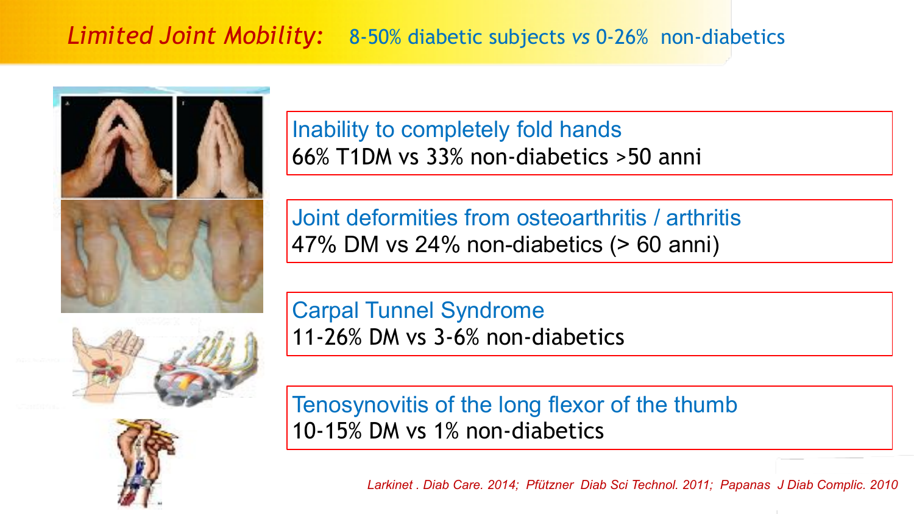# *Limited Joint Mobility:* 8-50% diabetic subjects *vs* 0-26% non-diabetics

**Inability to completely fold hands**
66% T1DM vs 33% non-diabetics >50 anni

**Joint deformities from osteoarthritis / arthritis**
47% DM vs 24% non-diabetics (> 60 anni)

**Carpal Tunnel Syndrome**
11-26% DM vs 3-6% non-diabetics

**Tenosynovitis of the long flexor of the thumb**
10-15% DM vs 1% non-diabetics

*Larkinet . Diab Care. 2014; Pfützner Diab Sci Technol. 2011; Papanas J Diab Complic. 2010*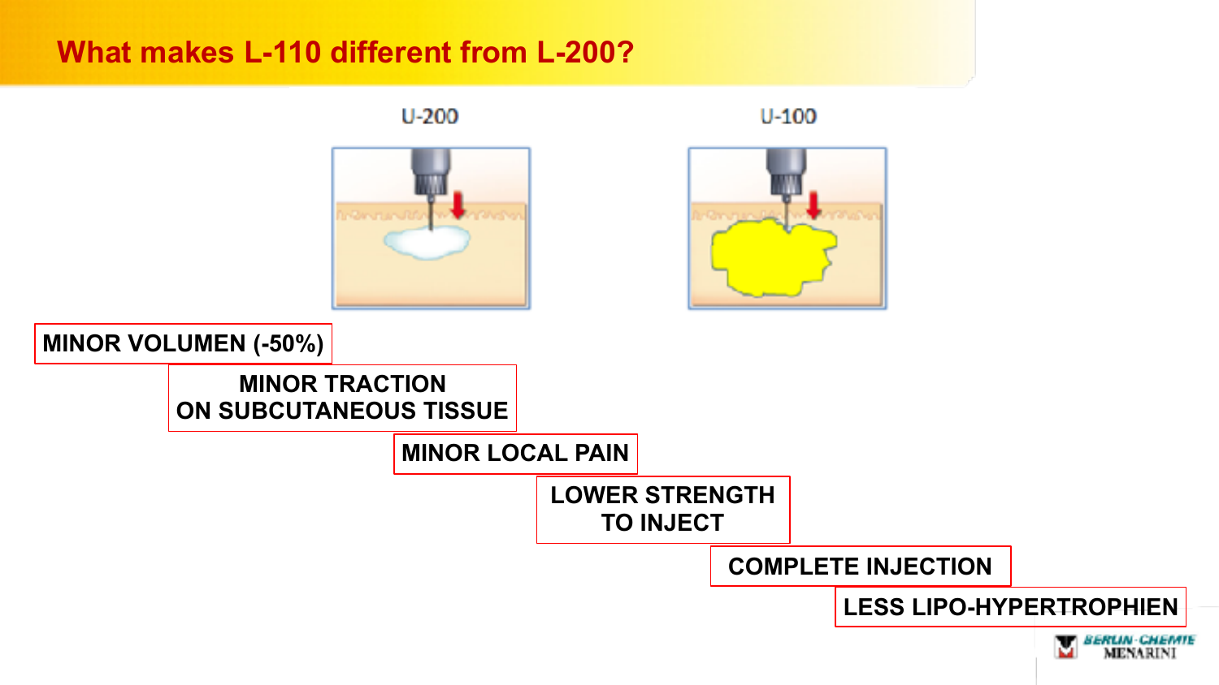## What makes L-110 different from L-200?

U-200

U-100

MINOR VOLUMEN (-50%)

MINOR TRACTION ON SUBCUTANEOUS TISSUE

MINOR LOCAL PAIN

LOWER STRENGTH TO INJECT

COMPLETE INJECTION

LESS LIPO-HYPERTROPHIEN

BERLIN-CHEMIE MENARINI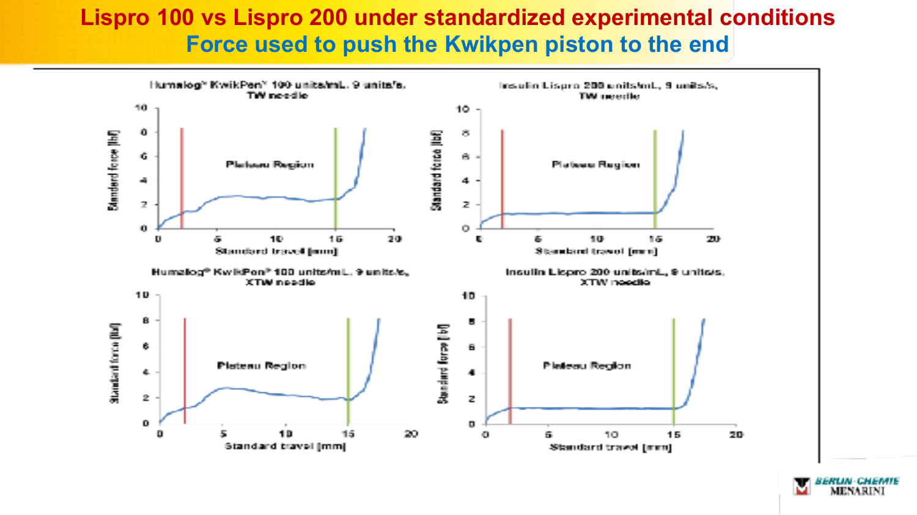# Lispro 100 vs Lispro 200 under standardized experimental conditions

## Force used to push the Kwikpen piston to the end

**Humalog® KwikPen® 100 units/mL, 9 units/s, TW needle**

Standard force [lbf] vs Standard travel [mm] — Plateau Region

**Insulin Lispro 200 units/mL, 9 units/s, TW needle**

Standard force [lbf] vs Standard travel [mm] — Plateau Region

**Humalog® KwikPen® 100 units/mL, 9 units/s, XTW needle**

Standard force [lbf] vs Standard travel [mm] — Plateau Region

**Insulin Lispro 200 units/mL, 9 units/s, XTW needle**

Standard force [lbf] vs Standard travel [mm] — Plateau Region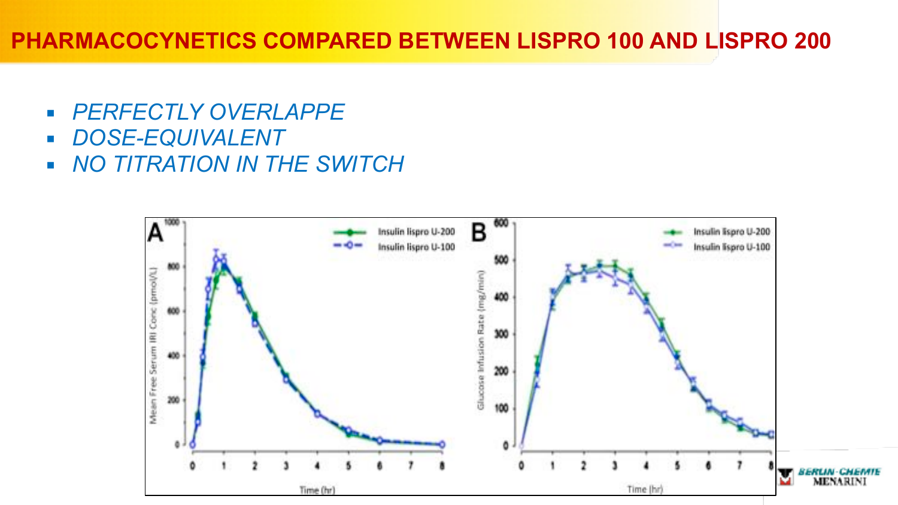# PHARMACOCYNETICS COMPARED BETWEEN LISPRO 100 AND LISPRO 200

- *PERFECTLY OVERLAPPE*
- *DOSE-EQUIVALENT*
- *NO TITRATION IN THE SWITCH*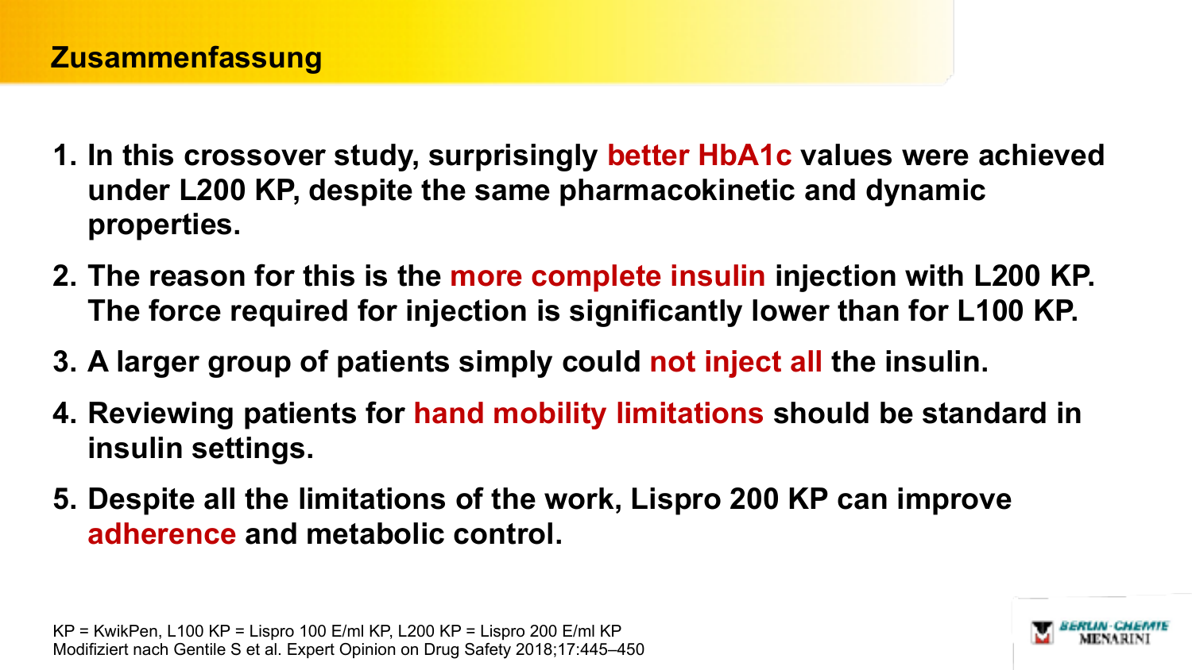## Zusammenfassung

1. **In this crossover study, surprisingly better HbA1c values were achieved under L200 KP, despite the same pharmacokinetic and dynamic properties.**
2. **The reason for this is the more complete insulin injection with L200 KP. The force required for injection is significantly lower than for L100 KP.**
3. **A larger group of patients simply could not inject all the insulin.**
4. **Reviewing patients for hand mobility limitations should be standard in insulin settings.**
5. **Despite all the limitations of the work, Lispro 200 KP can improve adherence and metabolic control.**

KP = KwikPen, L100 KP = Lispro 100 E/ml KP, L200 KP = Lispro 200 E/ml KP
Modifiziert nach Gentile S et al. Expert Opinion on Drug Safety 2018;17:445–450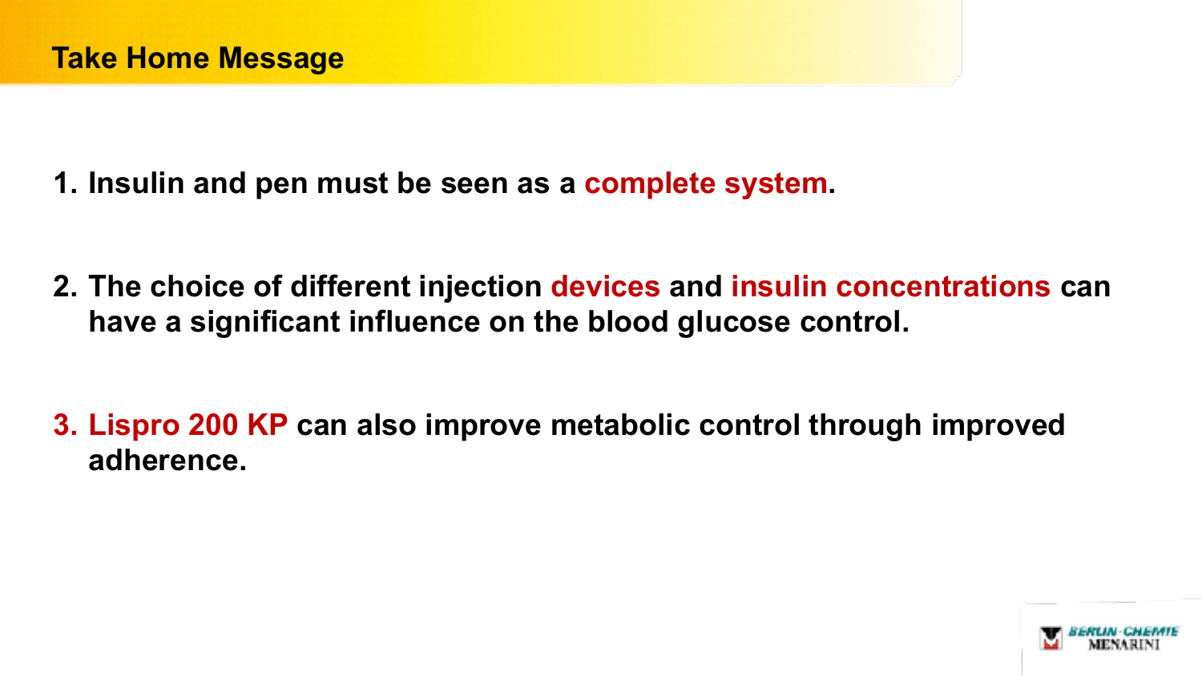## Take Home Message

1. **Insulin and pen must be seen as a complete system.**

2. **The choice of different injection devices and insulin concentrations can have a significant influence on the blood glucose control.**

3. **Lispro 200 KP can also improve metabolic control through improved adherence.**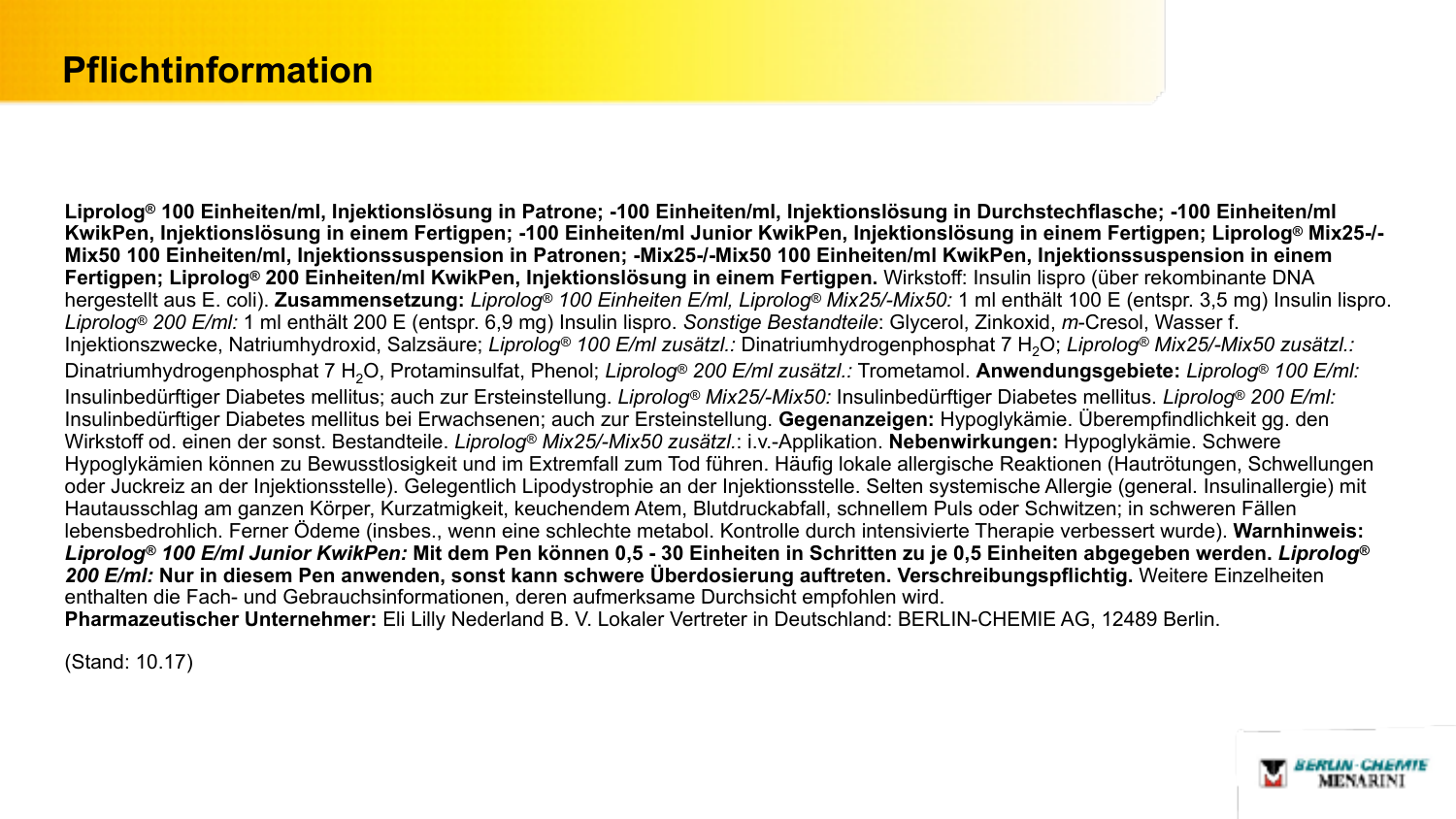# Pflichtinformation

**Liprolog® 100 Einheiten/ml, Injektionslösung in Patrone; -100 Einheiten/ml, Injektionslösung in Durchstechflasche; -100 Einheiten/ml KwikPen, Injektionslösung in einem Fertigpen; -100 Einheiten/ml Junior KwikPen, Injektionslösung in einem Fertigpen; Liprolog® Mix25-/-Mix50 100 Einheiten/ml, Injektionssuspension in Patronen; -Mix25-/-Mix50 100 Einheiten/ml KwikPen, Injektionssuspension in einem Fertigpen; Liprolog® 200 Einheiten/ml KwikPen, Injektionslösung in einem Fertigpen.** Wirkstoff: Insulin lispro (über rekombinante DNA hergestellt aus E. coli). **Zusammensetzung:** *Liprolog® 100 Einheiten E/ml, Liprolog® Mix25/-Mix50:* 1 ml enthält 100 E (entspr. 3,5 mg) Insulin lispro. *Liprolog® 200 E/ml:* 1 ml enthält 200 E (entspr. 6,9 mg) Insulin lispro. *Sonstige Bestandteile*: Glycerol, Zinkoxid, *m*-Cresol, Wasser f. Injektionszwecke, Natriumhydroxid, Salzsäure; *Liprolog® 100 E/ml zusätzl.:* Dinatriumhydrogenphosphat 7 $H_2O$; *Liprolog® Mix25/-Mix50 zusätzl.:* Dinatriumhydrogenphosphat 7 $H_2O$, Protaminsulfat, Phenol; *Liprolog® 200 E/ml zusätzl.:* Trometamol. **Anwendungsgebiete:** *Liprolog® 100 E/ml:* Insulinbedürftiger Diabetes mellitus; auch zur Ersteinstellung. *Liprolog® Mix25/-Mix50:* Insulinbedürftiger Diabetes mellitus. *Liprolog® 200 E/ml:* Insulinbedürftiger Diabetes mellitus bei Erwachsenen; auch zur Ersteinstellung. **Gegenanzeigen:** Hypoglykämie. Überempfindlichkeit gg. den Wirkstoff od. einen der sonst. Bestandteile. *Liprolog® Mix25/-Mix50 zusätzl.*: i.v.-Applikation. **Nebenwirkungen:** Hypoglykämie. Schwere Hypoglykämien können zu Bewusstlosigkeit und im Extremfall zum Tod führen. Häufig lokale allergische Reaktionen (Hautrötungen, Schwellungen oder Juckreiz an der Injektionsstelle). Gelegentlich Lipodystrophie an der Injektionsstelle. Selten systemische Allergie (general. Insulinallergie) mit Hautausschlag am ganzen Körper, Kurzatmigkeit, keuchendem Atem, Blutdruckabfall, schnellem Puls oder Schwitzen; in schweren Fällen lebensbedrohlich. Ferner Ödeme (insbes., wenn eine schlechte metabol. Kontrolle durch intensivierte Therapie verbessert wurde). **Warnhinweis:** ***Liprolog® 100 E/ml Junior KwikPen:*** **Mit dem Pen können 0,5 - 30 Einheiten in Schritten zu je 0,5 Einheiten abgegeben werden.** ***Liprolog® 200 E/ml:*** **Nur in diesem Pen anwenden, sonst kann schwere Überdosierung auftreten. Verschreibungspflichtig.** Weitere Einzelheiten enthalten die Fach- und Gebrauchsinformationen, deren aufmerksame Durchsicht empfohlen wird.
**Pharmazeutischer Unternehmer:** Eli Lilly Nederland B. V. Lokaler Vertreter in Deutschland: BERLIN-CHEMIE AG, 12489 Berlin.

(Stand: 10.17)

BERLIN-CHEMIE MENARINI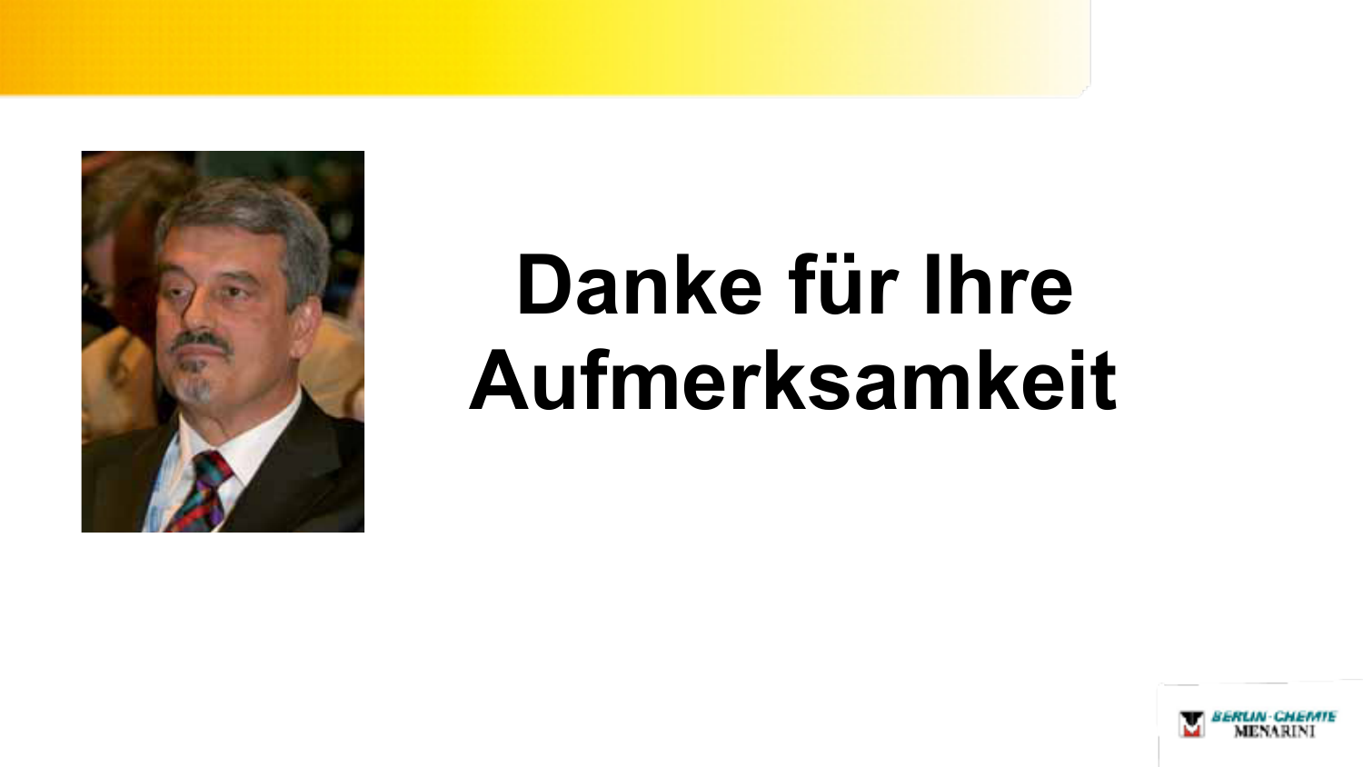# Danke für Ihre Aufmerksamkeit